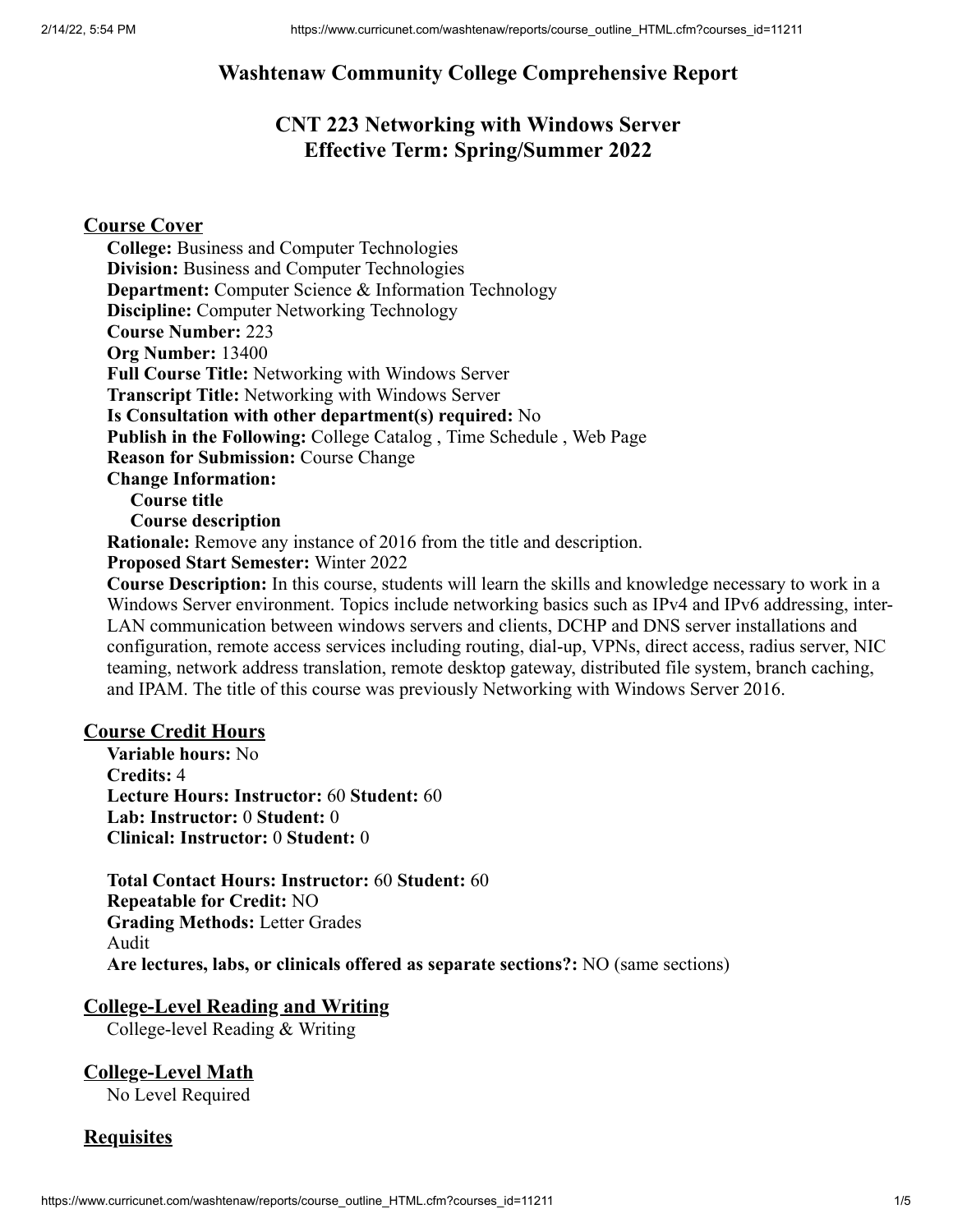# Washtenaw Community College Comprehensive Report

## CNT 223 Networking with Windows Server
## Effective Term: Spring/Summer 2022

### Course Cover

**College:** Business and Computer Technologies
**Division:** Business and Computer Technologies
**Department:** Computer Science & Information Technology
**Discipline:** Computer Networking Technology
**Course Number:** 223
**Org Number:** 13400
**Full Course Title:** Networking with Windows Server
**Transcript Title:** Networking with Windows Server
**Is Consultation with other department(s) required:** No
**Publish in the Following:** College Catalog , Time Schedule , Web Page
**Reason for Submission:** Course Change
**Change Information:**
  **Course title**
  **Course description**
**Rationale:** Remove any instance of 2016 from the title and description.
**Proposed Start Semester:** Winter 2022
**Course Description:** In this course, students will learn the skills and knowledge necessary to work in a Windows Server environment. Topics include networking basics such as IPv4 and IPv6 addressing, inter-LAN communication between windows servers and clients, DCHP and DNS server installations and configuration, remote access services including routing, dial-up, VPNs, direct access, radius server, NIC teaming, network address translation, remote desktop gateway, distributed file system, branch caching, and IPAM. The title of this course was previously Networking with Windows Server 2016.

### Course Credit Hours

**Variable hours:** No
**Credits:** 4
**Lecture Hours: Instructor:** 60 **Student:** 60
**Lab: Instructor:** 0 **Student:** 0
**Clinical: Instructor:** 0 **Student:** 0

**Total Contact Hours: Instructor:** 60 **Student:** 60
**Repeatable for Credit:** NO
**Grading Methods:** Letter Grades
Audit
**Are lectures, labs, or clinicals offered as separate sections?:** NO (same sections)

### College-Level Reading and Writing

College-level Reading & Writing

### College-Level Math

No Level Required

### Requisites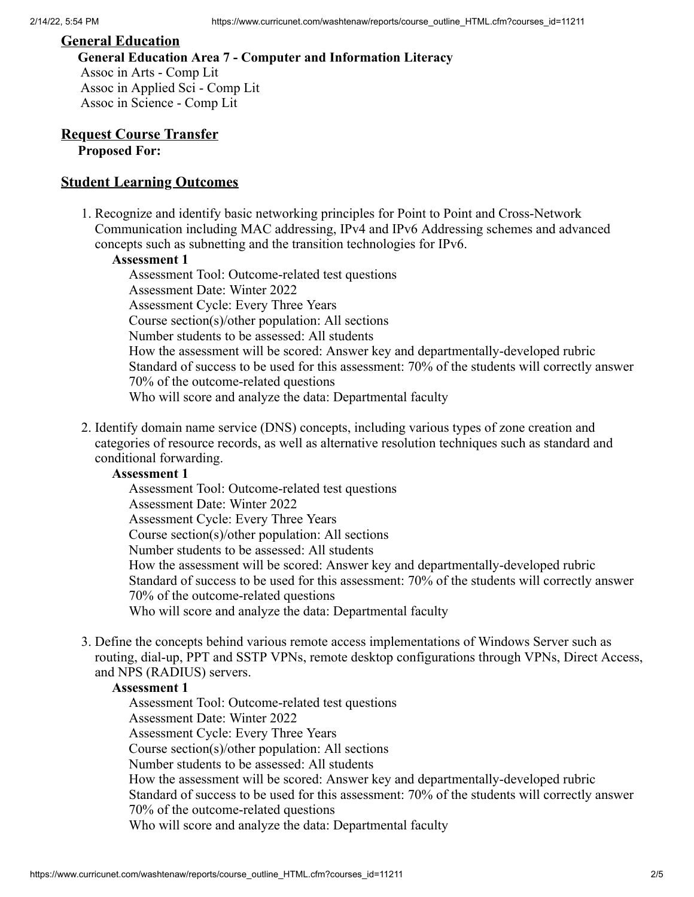## General Education

**General Education Area 7 - Computer and Information Literacy**

Assoc in Arts - Comp Lit
Assoc in Applied Sci - Comp Lit
Assoc in Science - Comp Lit

## Request Course Transfer

**Proposed For:**

## Student Learning Outcomes

1. Recognize and identify basic networking principles for Point to Point and Cross-Network Communication including MAC addressing, IPv4 and IPv6 Addressing schemes and advanced concepts such as subnetting and the transition technologies for IPv6.

   **Assessment 1**

   Assessment Tool: Outcome-related test questions
   Assessment Date: Winter 2022
   Assessment Cycle: Every Three Years
   Course section(s)/other population: All sections
   Number students to be assessed: All students
   How the assessment will be scored: Answer key and departmentally-developed rubric
   Standard of success to be used for this assessment: 70% of the students will correctly answer 70% of the outcome-related questions
   Who will score and analyze the data: Departmental faculty

2. Identify domain name service (DNS) concepts, including various types of zone creation and categories of resource records, as well as alternative resolution techniques such as standard and conditional forwarding.

   **Assessment 1**

   Assessment Tool: Outcome-related test questions
   Assessment Date: Winter 2022
   Assessment Cycle: Every Three Years
   Course section(s)/other population: All sections
   Number students to be assessed: All students
   How the assessment will be scored: Answer key and departmentally-developed rubric
   Standard of success to be used for this assessment: 70% of the students will correctly answer 70% of the outcome-related questions
   Who will score and analyze the data: Departmental faculty

3. Define the concepts behind various remote access implementations of Windows Server such as routing, dial-up, PPT and SSTP VPNs, remote desktop configurations through VPNs, Direct Access, and NPS (RADIUS) servers.

   **Assessment 1**

   Assessment Tool: Outcome-related test questions
   Assessment Date: Winter 2022
   Assessment Cycle: Every Three Years
   Course section(s)/other population: All sections
   Number students to be assessed: All students
   How the assessment will be scored: Answer key and departmentally-developed rubric
   Standard of success to be used for this assessment: 70% of the students will correctly answer 70% of the outcome-related questions
   Who will score and analyze the data: Departmental faculty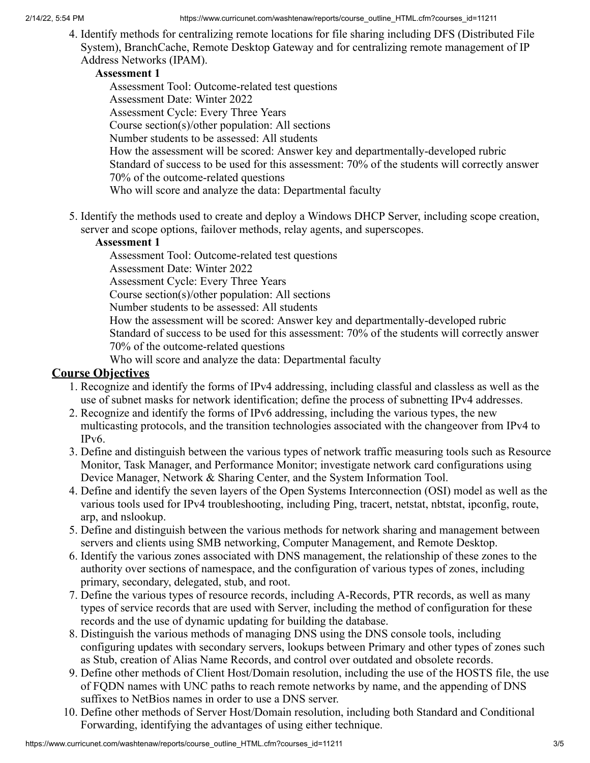4. Identify methods for centralizing remote locations for file sharing including DFS (Distributed File System), BranchCache, Remote Desktop Gateway and for centralizing remote management of IP Address Networks (IPAM).

   **Assessment 1**

   Assessment Tool: Outcome-related test questions
   Assessment Date: Winter 2022
   Assessment Cycle: Every Three Years
   Course section(s)/other population: All sections
   Number students to be assessed: All students
   How the assessment will be scored: Answer key and departmentally-developed rubric
   Standard of success to be used for this assessment: 70% of the students will correctly answer 70% of the outcome-related questions
   Who will score and analyze the data: Departmental faculty

5. Identify the methods used to create and deploy a Windows DHCP Server, including scope creation, server and scope options, failover methods, relay agents, and superscopes.

   **Assessment 1**

   Assessment Tool: Outcome-related test questions
   Assessment Date: Winter 2022
   Assessment Cycle: Every Three Years
   Course section(s)/other population: All sections
   Number students to be assessed: All students
   How the assessment will be scored: Answer key and departmentally-developed rubric
   Standard of success to be used for this assessment: 70% of the students will correctly answer 70% of the outcome-related questions
   Who will score and analyze the data: Departmental faculty

## Course Objectives

1. Recognize and identify the forms of IPv4 addressing, including classful and classless as well as the use of subnet masks for network identification; define the process of subnetting IPv4 addresses.
2. Recognize and identify the forms of IPv6 addressing, including the various types, the new multicasting protocols, and the transition technologies associated with the changeover from IPv4 to IPv6.
3. Define and distinguish between the various types of network traffic measuring tools such as Resource Monitor, Task Manager, and Performance Monitor; investigate network card configurations using Device Manager, Network & Sharing Center, and the System Information Tool.
4. Define and identify the seven layers of the Open Systems Interconnection (OSI) model as well as the various tools used for IPv4 troubleshooting, including Ping, tracert, netstat, nbtstat, ipconfig, route, arp, and nslookup.
5. Define and distinguish between the various methods for network sharing and management between servers and clients using SMB networking, Computer Management, and Remote Desktop.
6. Identify the various zones associated with DNS management, the relationship of these zones to the authority over sections of namespace, and the configuration of various types of zones, including primary, secondary, delegated, stub, and root.
7. Define the various types of resource records, including A-Records, PTR records, as well as many types of service records that are used with Server, including the method of configuration for these records and the use of dynamic updating for building the database.
8. Distinguish the various methods of managing DNS using the DNS console tools, including configuring updates with secondary servers, lookups between Primary and other types of zones such as Stub, creation of Alias Name Records, and control over outdated and obsolete records.
9. Define other methods of Client Host/Domain resolution, including the use of the HOSTS file, the use of FQDN names with UNC paths to reach remote networks by name, and the appending of DNS suffixes to NetBios names in order to use a DNS server.
10. Define other methods of Server Host/Domain resolution, including both Standard and Conditional Forwarding, identifying the advantages of using either technique.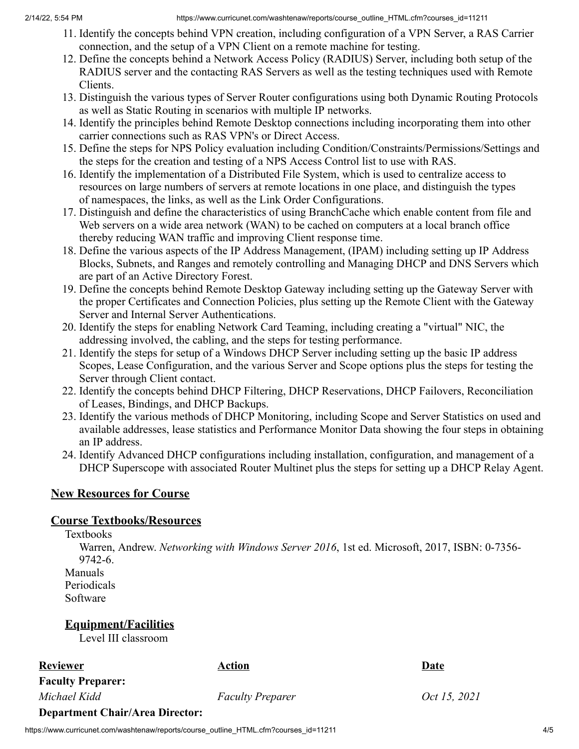11. Identify the concepts behind VPN creation, including configuration of a VPN Server, a RAS Carrier connection, and the setup of a VPN Client on a remote machine for testing.
12. Define the concepts behind a Network Access Policy (RADIUS) Server, including both setup of the RADIUS server and the contacting RAS Servers as well as the testing techniques used with Remote Clients.
13. Distinguish the various types of Server Router configurations using both Dynamic Routing Protocols as well as Static Routing in scenarios with multiple IP networks.
14. Identify the principles behind Remote Desktop connections including incorporating them into other carrier connections such as RAS VPN's or Direct Access.
15. Define the steps for NPS Policy evaluation including Condition/Constraints/Permissions/Settings and the steps for the creation and testing of a NPS Access Control list to use with RAS.
16. Identify the implementation of a Distributed File System, which is used to centralize access to resources on large numbers of servers at remote locations in one place, and distinguish the types of namespaces, the links, as well as the Link Order Configurations.
17. Distinguish and define the characteristics of using BranchCache which enable content from file and Web servers on a wide area network (WAN) to be cached on computers at a local branch office thereby reducing WAN traffic and improving Client response time.
18. Define the various aspects of the IP Address Management, (IPAM) including setting up IP Address Blocks, Subnets, and Ranges and remotely controlling and Managing DHCP and DNS Servers which are part of an Active Directory Forest.
19. Define the concepts behind Remote Desktop Gateway including setting up the Gateway Server with the proper Certificates and Connection Policies, plus setting up the Remote Client with the Gateway Server and Internal Server Authentications.
20. Identify the steps for enabling Network Card Teaming, including creating a "virtual" NIC, the addressing involved, the cabling, and the steps for testing performance.
21. Identify the steps for setup of a Windows DHCP Server including setting up the basic IP address Scopes, Lease Configuration, and the various Server and Scope options plus the steps for testing the Server through Client contact.
22. Identify the concepts behind DHCP Filtering, DHCP Reservations, DHCP Failovers, Reconciliation of Leases, Bindings, and DHCP Backups.
23. Identify the various methods of DHCP Monitoring, including Scope and Server Statistics on used and available addresses, lease statistics and Performance Monitor Data showing the four steps in obtaining an IP address.
24. Identify Advanced DHCP configurations including installation, configuration, and management of a DHCP Superscope with associated Router Multinet plus the steps for setting up a DHCP Relay Agent.

## New Resources for Course

## Course Textbooks/Resources

Textbooks

Warren, Andrew. *Networking with Windows Server 2016*, 1st ed. Microsoft, 2017, ISBN: 0-7356-9742-6.

Manuals

Periodicals

Software

### Equipment/Facilities

Level III classroom

| Reviewer | Action | Date |
|---|---|---|
| **Faculty Preparer:** | | |
| *Michael Kidd* | *Faculty Preparer* | *Oct 15, 2021* |
| **Department Chair/Area Director:** | | |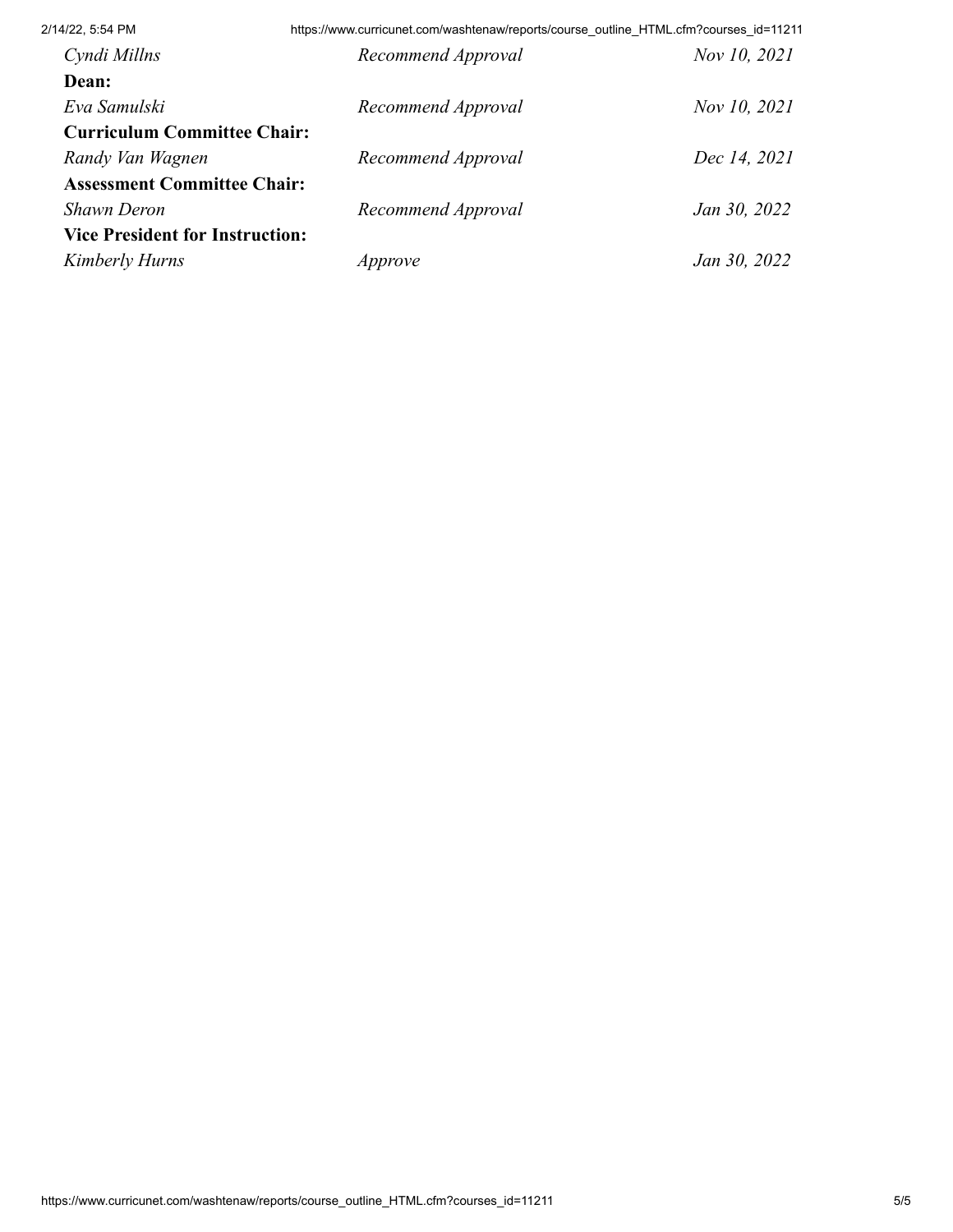| | | |
|---|---|---|
| *Cyndi Millns* | *Recommend Approval* | *Nov 10, 2021* |
| **Dean:** | | |
| *Eva Samulski* | *Recommend Approval* | *Nov 10, 2021* |
| **Curriculum Committee Chair:** | | |
| *Randy Van Wagnen* | *Recommend Approval* | *Dec 14, 2021* |
| **Assessment Committee Chair:** | | |
| *Shawn Deron* | *Recommend Approval* | *Jan 30, 2022* |
| **Vice President for Instruction:** | | |
| *Kimberly Hurns* | *Approve* | *Jan 30, 2022* |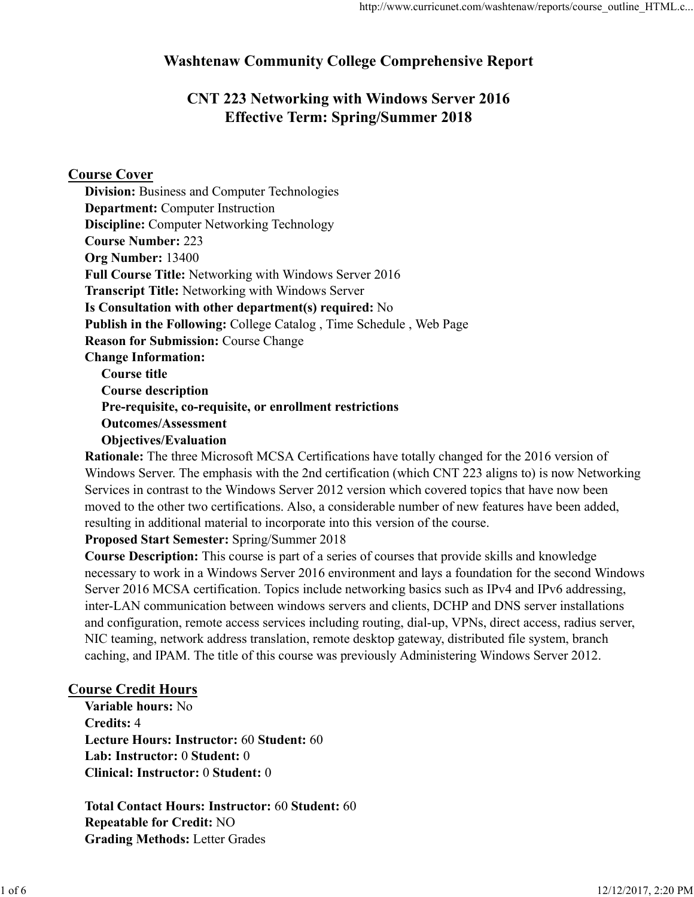# Washtenaw Community College Comprehensive Report

## CNT 223 Networking with Windows Server 2016
## Effective Term: Spring/Summer 2018

### Course Cover

**Division:** Business and Computer Technologies
**Department:** Computer Instruction
**Discipline:** Computer Networking Technology
**Course Number:** 223
**Org Number:** 13400
**Full Course Title:** Networking with Windows Server 2016
**Transcript Title:** Networking with Windows Server
**Is Consultation with other department(s) required:** No
**Publish in the Following:** College Catalog , Time Schedule , Web Page
**Reason for Submission:** Course Change
**Change Information:**

- **Course title**
- **Course description**
- **Pre-requisite, co-requisite, or enrollment restrictions**
- **Outcomes/Assessment**
- **Objectives/Evaluation**

**Rationale:** The three Microsoft MCSA Certifications have totally changed for the 2016 version of Windows Server. The emphasis with the 2nd certification (which CNT 223 aligns to) is now Networking Services in contrast to the Windows Server 2012 version which covered topics that have now been moved to the other two certifications. Also, a considerable number of new features have been added, resulting in additional material to incorporate into this version of the course.
**Proposed Start Semester:** Spring/Summer 2018
**Course Description:** This course is part of a series of courses that provide skills and knowledge necessary to work in a Windows Server 2016 environment and lays a foundation for the second Windows Server 2016 MCSA certification. Topics include networking basics such as IPv4 and IPv6 addressing, inter-LAN communication between windows servers and clients, DCHP and DNS server installations and configuration, remote access services including routing, dial-up, VPNs, direct access, radius server, NIC teaming, network address translation, remote desktop gateway, distributed file system, branch caching, and IPAM. The title of this course was previously Administering Windows Server 2012.

### Course Credit Hours

**Variable hours:** No
**Credits:** 4
**Lecture Hours: Instructor:** 60 **Student:** 60
**Lab: Instructor:** 0 **Student:** 0
**Clinical: Instructor:** 0 **Student:** 0

**Total Contact Hours: Instructor:** 60 **Student:** 60
**Repeatable for Credit:** NO
**Grading Methods:** Letter Grades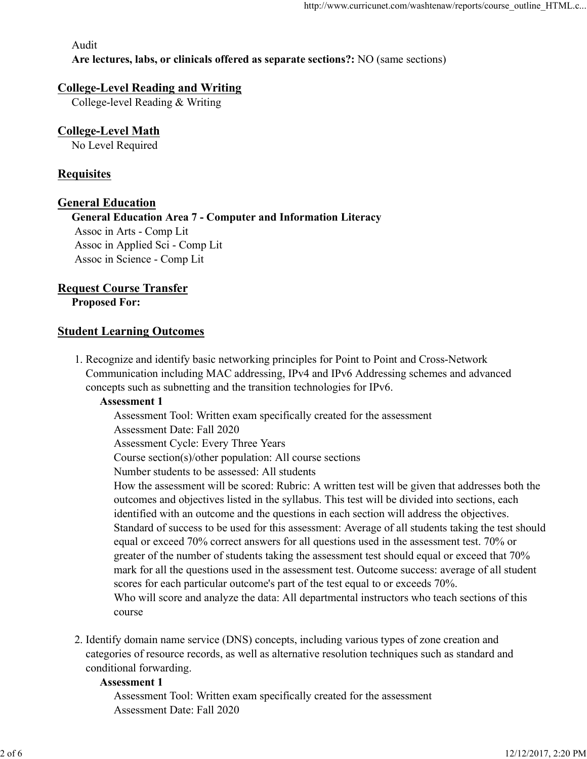Audit

**Are lectures, labs, or clinicals offered as separate sections?:** NO (same sections)

## College-Level Reading and Writing

College-level Reading & Writing

## College-Level Math

No Level Required

## Requisites

## General Education

**General Education Area 7 - Computer and Information Literacy**

Assoc in Arts - Comp Lit
Assoc in Applied Sci - Comp Lit
Assoc in Science - Comp Lit

## Request Course Transfer

**Proposed For:**

## Student Learning Outcomes

1. Recognize and identify basic networking principles for Point to Point and Cross-Network Communication including MAC addressing, IPv4 and IPv6 Addressing schemes and advanced concepts such as subnetting and the transition technologies for IPv6.

   **Assessment 1**

   Assessment Tool: Written exam specifically created for the assessment
   Assessment Date: Fall 2020
   Assessment Cycle: Every Three Years
   Course section(s)/other population: All course sections
   Number students to be assessed: All students
   How the assessment will be scored: Rubric: A written test will be given that addresses both the outcomes and objectives listed in the syllabus. This test will be divided into sections, each identified with an outcome and the questions in each section will address the objectives.
   Standard of success to be used for this assessment: Average of all students taking the test should equal or exceed 70% correct answers for all questions used in the assessment test. 70% or greater of the number of students taking the assessment test should equal or exceed that 70% mark for all the questions used in the assessment test. Outcome success: average of all student scores for each particular outcome's part of the test equal to or exceeds 70%.
   Who will score and analyze the data: All departmental instructors who teach sections of this course

2. Identify domain name service (DNS) concepts, including various types of zone creation and categories of resource records, as well as alternative resolution techniques such as standard and conditional forwarding.

   **Assessment 1**

   Assessment Tool: Written exam specifically created for the assessment
   Assessment Date: Fall 2020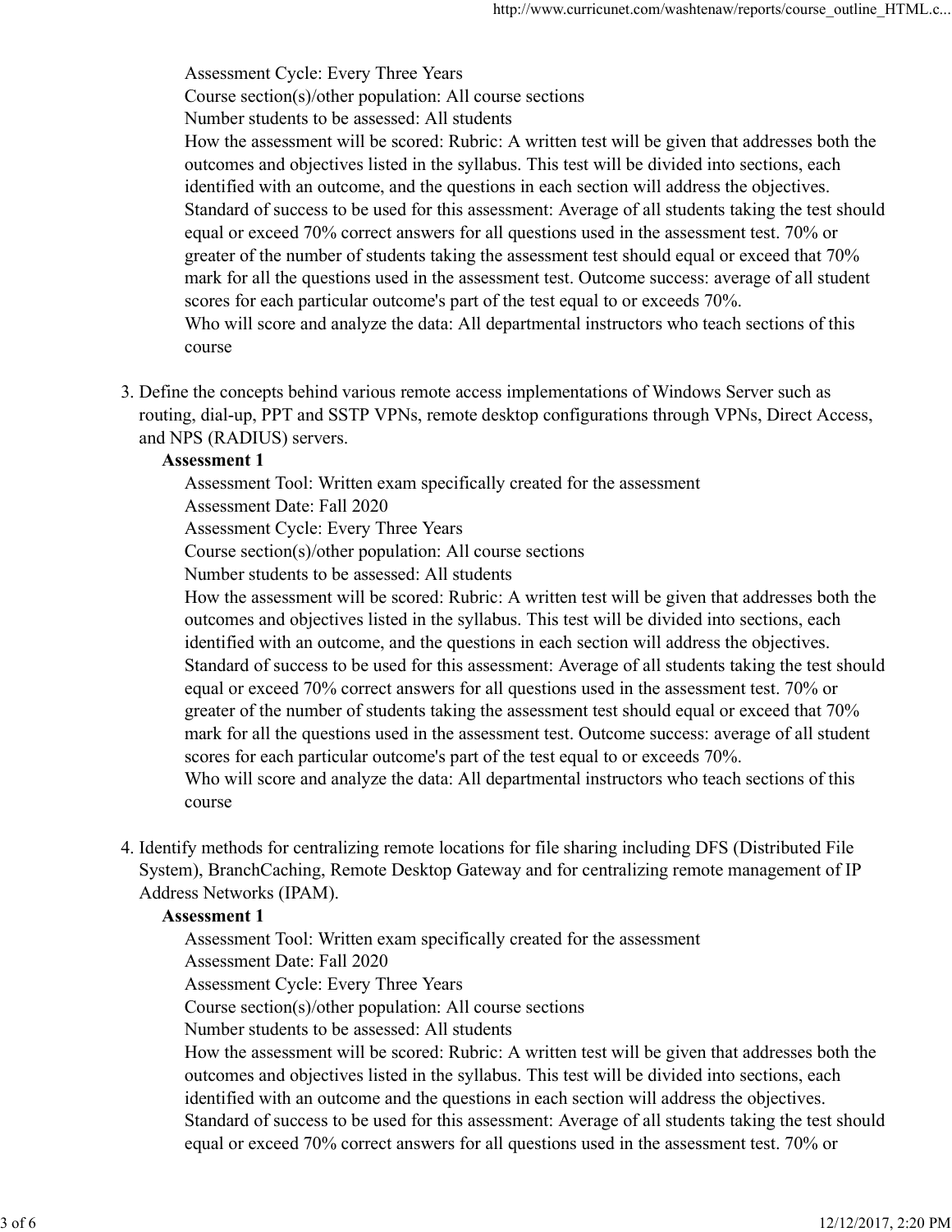Assessment Cycle: Every Three Years
Course section(s)/other population: All course sections
Number students to be assessed: All students
How the assessment will be scored: Rubric: A written test will be given that addresses both the outcomes and objectives listed in the syllabus. This test will be divided into sections, each identified with an outcome, and the questions in each section will address the objectives.
Standard of success to be used for this assessment: Average of all students taking the test should equal or exceed 70% correct answers for all questions used in the assessment test. 70% or greater of the number of students taking the assessment test should equal or exceed that 70% mark for all the questions used in the assessment test. Outcome success: average of all student scores for each particular outcome's part of the test equal to or exceeds 70%.
Who will score and analyze the data: All departmental instructors who teach sections of this course

3. Define the concepts behind various remote access implementations of Windows Server such as routing, dial-up, PPT and SSTP VPNs, remote desktop configurations through VPNs, Direct Access, and NPS (RADIUS) servers.

   **Assessment 1**

   Assessment Tool: Written exam specifically created for the assessment
   Assessment Date: Fall 2020
   Assessment Cycle: Every Three Years
   Course section(s)/other population: All course sections
   Number students to be assessed: All students
   How the assessment will be scored: Rubric: A written test will be given that addresses both the outcomes and objectives listed in the syllabus. This test will be divided into sections, each identified with an outcome, and the questions in each section will address the objectives.
   Standard of success to be used for this assessment: Average of all students taking the test should equal or exceed 70% correct answers for all questions used in the assessment test. 70% or greater of the number of students taking the assessment test should equal or exceed that 70% mark for all the questions used in the assessment test. Outcome success: average of all student scores for each particular outcome's part of the test equal to or exceeds 70%.
   Who will score and analyze the data: All departmental instructors who teach sections of this course

4. Identify methods for centralizing remote locations for file sharing including DFS (Distributed File System), BranchCaching, Remote Desktop Gateway and for centralizing remote management of IP Address Networks (IPAM).

   **Assessment 1**

   Assessment Tool: Written exam specifically created for the assessment
   Assessment Date: Fall 2020
   Assessment Cycle: Every Three Years
   Course section(s)/other population: All course sections
   Number students to be assessed: All students
   How the assessment will be scored: Rubric: A written test will be given that addresses both the outcomes and objectives listed in the syllabus. This test will be divided into sections, each identified with an outcome and the questions in each section will address the objectives.
   Standard of success to be used for this assessment: Average of all students taking the test should equal or exceed 70% correct answers for all questions used in the assessment test. 70% or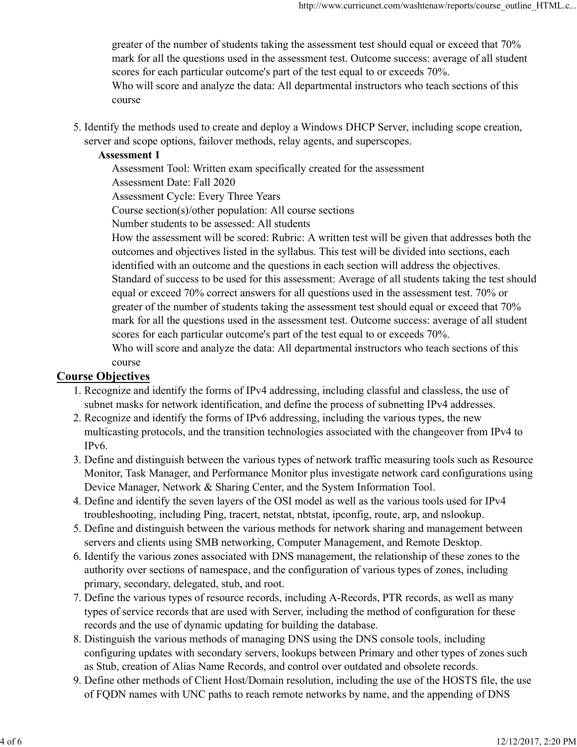greater of the number of students taking the assessment test should equal or exceed that 70% mark for all the questions used in the assessment test. Outcome success: average of all student scores for each particular outcome's part of the test equal to or exceeds 70%.
Who will score and analyze the data: All departmental instructors who teach sections of this course

5. Identify the methods used to create and deploy a Windows DHCP Server, including scope creation, server and scope options, failover methods, relay agents, and superscopes.

   **Assessment 1**

   Assessment Tool: Written exam specifically created for the assessment
   Assessment Date: Fall 2020
   Assessment Cycle: Every Three Years
   Course section(s)/other population: All course sections
   Number students to be assessed: All students
   How the assessment will be scored: Rubric: A written test will be given that addresses both the outcomes and objectives listed in the syllabus. This test will be divided into sections, each identified with an outcome and the questions in each section will address the objectives.
   Standard of success to be used for this assessment: Average of all students taking the test should equal or exceed 70% correct answers for all questions used in the assessment test. 70% or greater of the number of students taking the assessment test should equal or exceed that 70% mark for all the questions used in the assessment test. Outcome success: average of all student scores for each particular outcome's part of the test equal to or exceeds 70%.
   Who will score and analyze the data: All departmental instructors who teach sections of this course

## Course Objectives

1. Recognize and identify the forms of IPv4 addressing, including classful and classless, the use of subnet masks for network identification, and define the process of subnetting IPv4 addresses.
2. Recognize and identify the forms of IPv6 addressing, including the various types, the new multicasting protocols, and the transition technologies associated with the changeover from IPv4 to IPv6.
3. Define and distinguish between the various types of network traffic measuring tools such as Resource Monitor, Task Manager, and Performance Monitor plus investigate network card configurations using Device Manager, Network & Sharing Center, and the System Information Tool.
4. Define and identify the seven layers of the OSI model as well as the various tools used for IPv4 troubleshooting, including Ping, tracert, netstat, nbtstat, ipconfig, route, arp, and nslookup.
5. Define and distinguish between the various methods for network sharing and management between servers and clients using SMB networking, Computer Management, and Remote Desktop.
6. Identify the various zones associated with DNS management, the relationship of these zones to the authority over sections of namespace, and the configuration of various types of zones, including primary, secondary, delegated, stub, and root.
7. Define the various types of resource records, including A-Records, PTR records, as well as many types of service records that are used with Server, including the method of configuration for these records and the use of dynamic updating for building the database.
8. Distinguish the various methods of managing DNS using the DNS console tools, including configuring updates with secondary servers, lookups between Primary and other types of zones such as Stub, creation of Alias Name Records, and control over outdated and obsolete records.
9. Define other methods of Client Host/Domain resolution, including the use of the HOSTS file, the use of FQDN names with UNC paths to reach remote networks by name, and the appending of DNS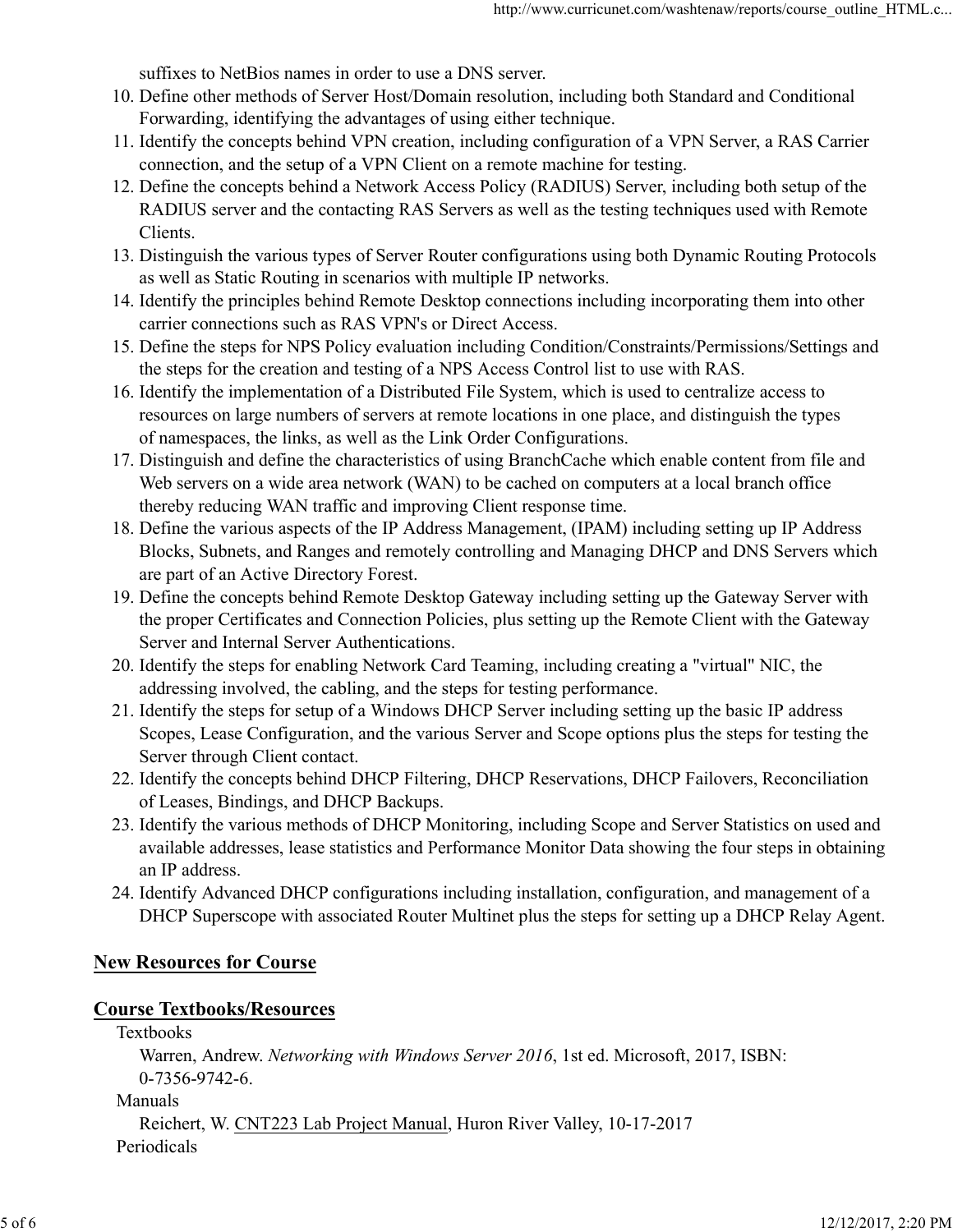suffixes to NetBios names in order to use a DNS server.

10. Define other methods of Server Host/Domain resolution, including both Standard and Conditional Forwarding, identifying the advantages of using either technique.
11. Identify the concepts behind VPN creation, including configuration of a VPN Server, a RAS Carrier connection, and the setup of a VPN Client on a remote machine for testing.
12. Define the concepts behind a Network Access Policy (RADIUS) Server, including both setup of the RADIUS server and the contacting RAS Servers as well as the testing techniques used with Remote Clients.
13. Distinguish the various types of Server Router configurations using both Dynamic Routing Protocols as well as Static Routing in scenarios with multiple IP networks.
14. Identify the principles behind Remote Desktop connections including incorporating them into other carrier connections such as RAS VPN's or Direct Access.
15. Define the steps for NPS Policy evaluation including Condition/Constraints/Permissions/Settings and the steps for the creation and testing of a NPS Access Control list to use with RAS.
16. Identify the implementation of a Distributed File System, which is used to centralize access to resources on large numbers of servers at remote locations in one place, and distinguish the types of namespaces, the links, as well as the Link Order Configurations.
17. Distinguish and define the characteristics of using BranchCache which enable content from file and Web servers on a wide area network (WAN) to be cached on computers at a local branch office thereby reducing WAN traffic and improving Client response time.
18. Define the various aspects of the IP Address Management, (IPAM) including setting up IP Address Blocks, Subnets, and Ranges and remotely controlling and Managing DHCP and DNS Servers which are part of an Active Directory Forest.
19. Define the concepts behind Remote Desktop Gateway including setting up the Gateway Server with the proper Certificates and Connection Policies, plus setting up the Remote Client with the Gateway Server and Internal Server Authentications.
20. Identify the steps for enabling Network Card Teaming, including creating a "virtual" NIC, the addressing involved, the cabling, and the steps for testing performance.
21. Identify the steps for setup of a Windows DHCP Server including setting up the basic IP address Scopes, Lease Configuration, and the various Server and Scope options plus the steps for testing the Server through Client contact.
22. Identify the concepts behind DHCP Filtering, DHCP Reservations, DHCP Failovers, Reconciliation of Leases, Bindings, and DHCP Backups.
23. Identify the various methods of DHCP Monitoring, including Scope and Server Statistics on used and available addresses, lease statistics and Performance Monitor Data showing the four steps in obtaining an IP address.
24. Identify Advanced DHCP configurations including installation, configuration, and management of a DHCP Superscope with associated Router Multinet plus the steps for setting up a DHCP Relay Agent.

## New Resources for Course

## Course Textbooks/Resources

Textbooks

Warren, Andrew. *Networking with Windows Server 2016*, 1st ed. Microsoft, 2017, ISBN: 0-7356-9742-6.

Manuals

Reichert, W. CNT223 Lab Project Manual, Huron River Valley, 10-17-2017

Periodicals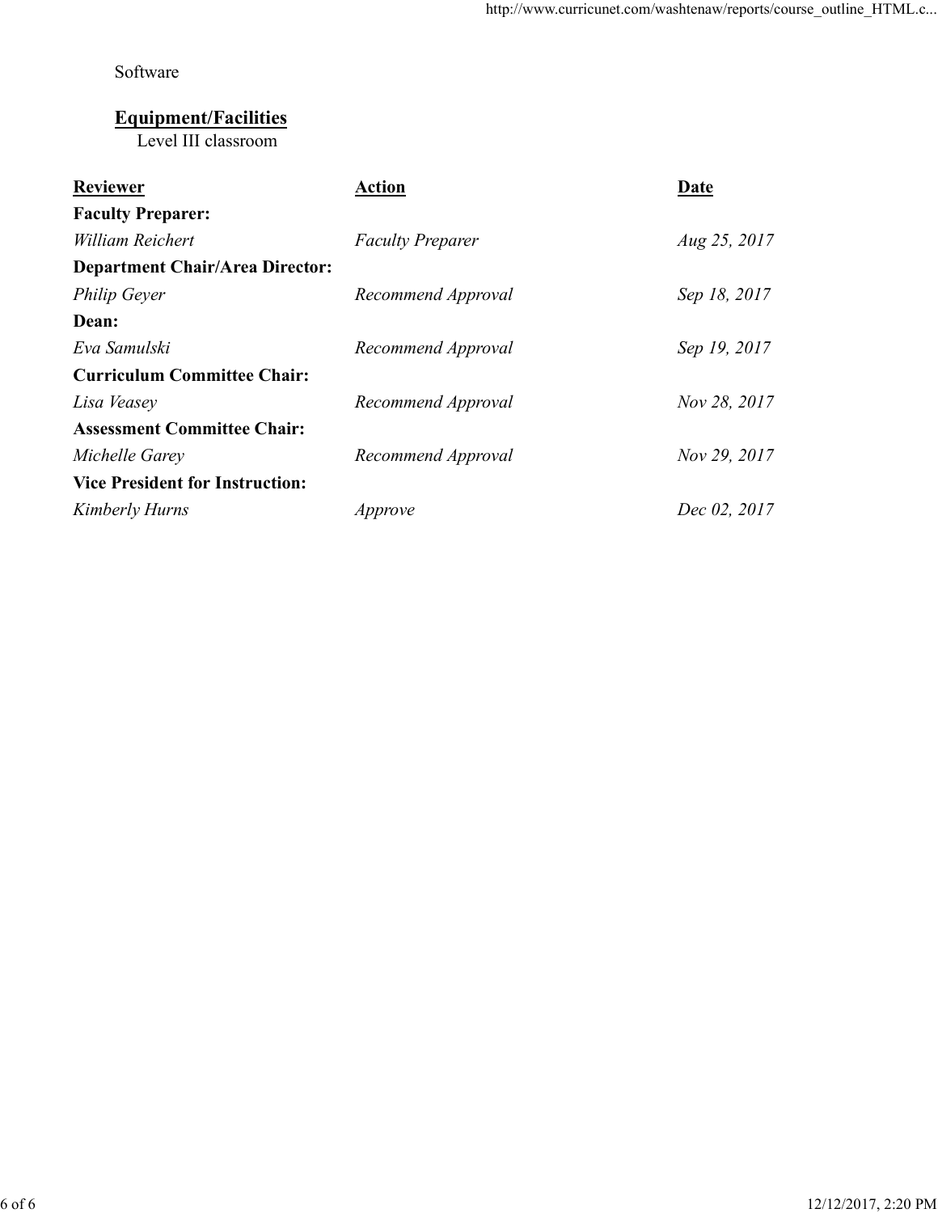Software

**Equipment/Facilities**

Level III classroom

| Reviewer | Action | Date |
|---|---|---|
| **Faculty Preparer:** | | |
| *William Reichert* | *Faculty Preparer* | *Aug 25, 2017* |
| **Department Chair/Area Director:** | | |
| *Philip Geyer* | *Recommend Approval* | *Sep 18, 2017* |
| **Dean:** | | |
| *Eva Samulski* | *Recommend Approval* | *Sep 19, 2017* |
| **Curriculum Committee Chair:** | | |
| *Lisa Veasey* | *Recommend Approval* | *Nov 28, 2017* |
| **Assessment Committee Chair:** | | |
| *Michelle Garey* | *Recommend Approval* | *Nov 29, 2017* |
| **Vice President for Instruction:** | | |
| *Kimberly Hurns* | *Approve* | *Dec 02, 2017* |